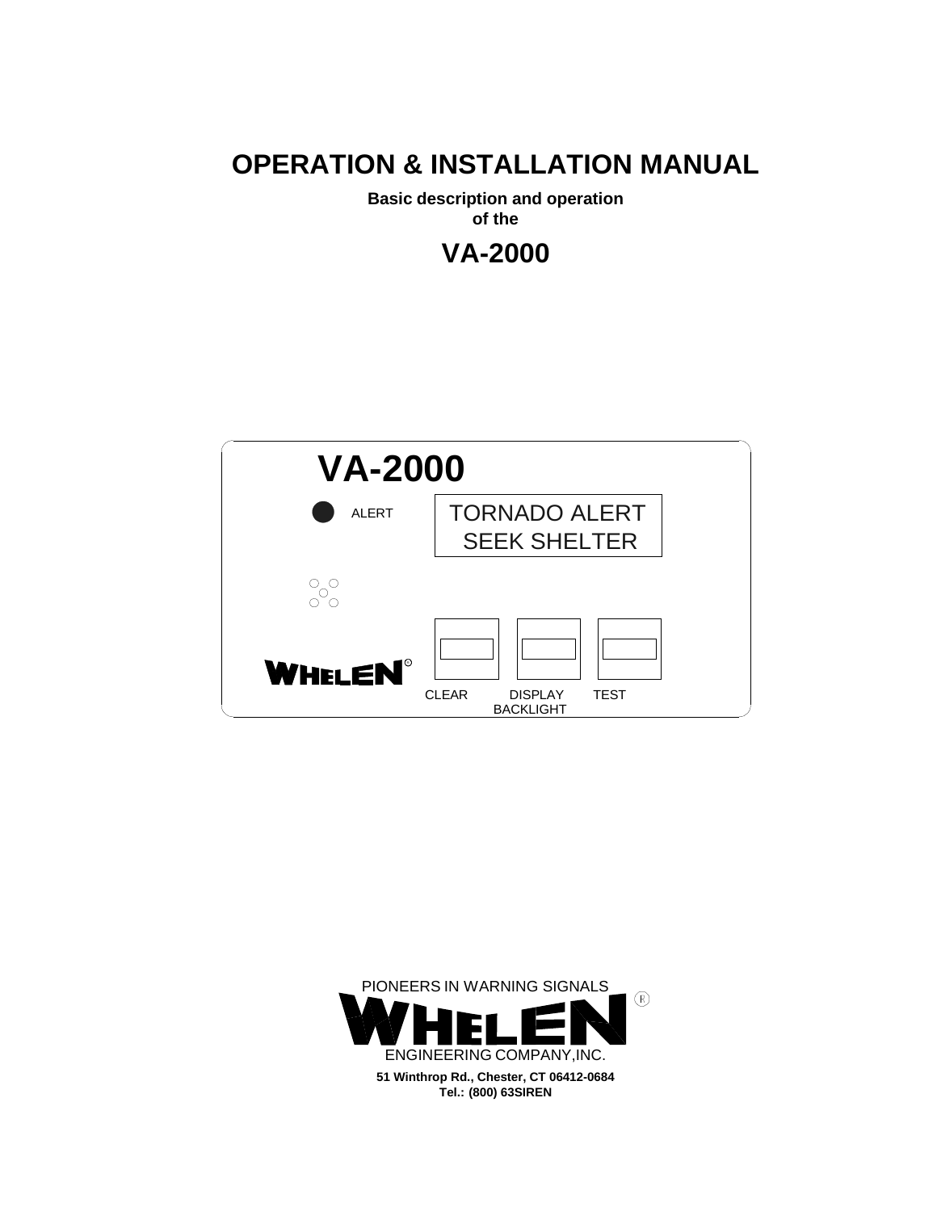# OPERATION & INSTALLATION MANUAL

**Basic description and operation of the**

# VA-2000

VA-2000

ALERT

TORNADO ALERT
SEEK SHELTER

WHELEN

CLEAR DISPLAY BACKLIGHT TEST

PIONEERS IN WARNING SIGNALS

WHELEN

ENGINEERING COMPANY,INC.

**51 Winthrop Rd., Chester, CT 06412-0684**
**Tel.: (800) 63SIREN**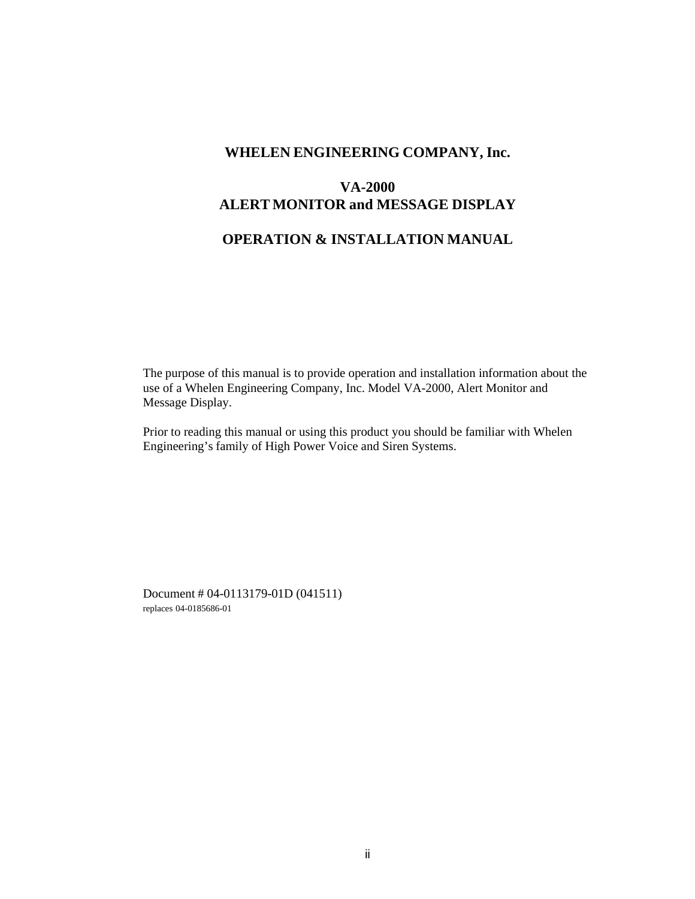# WHELEN ENGINEERING COMPANY, Inc.

## VA-2000
## ALERT MONITOR and MESSAGE DISPLAY

## OPERATION & INSTALLATION MANUAL

The purpose of this manual is to provide operation and installation information about the use of a Whelen Engineering Company, Inc. Model VA-2000, Alert Monitor and Message Display.

Prior to reading this manual or using this product you should be familiar with Whelen Engineering's family of High Power Voice and Siren Systems.

Document # 04-0113179-01D (041511)
replaces 04-0185686-01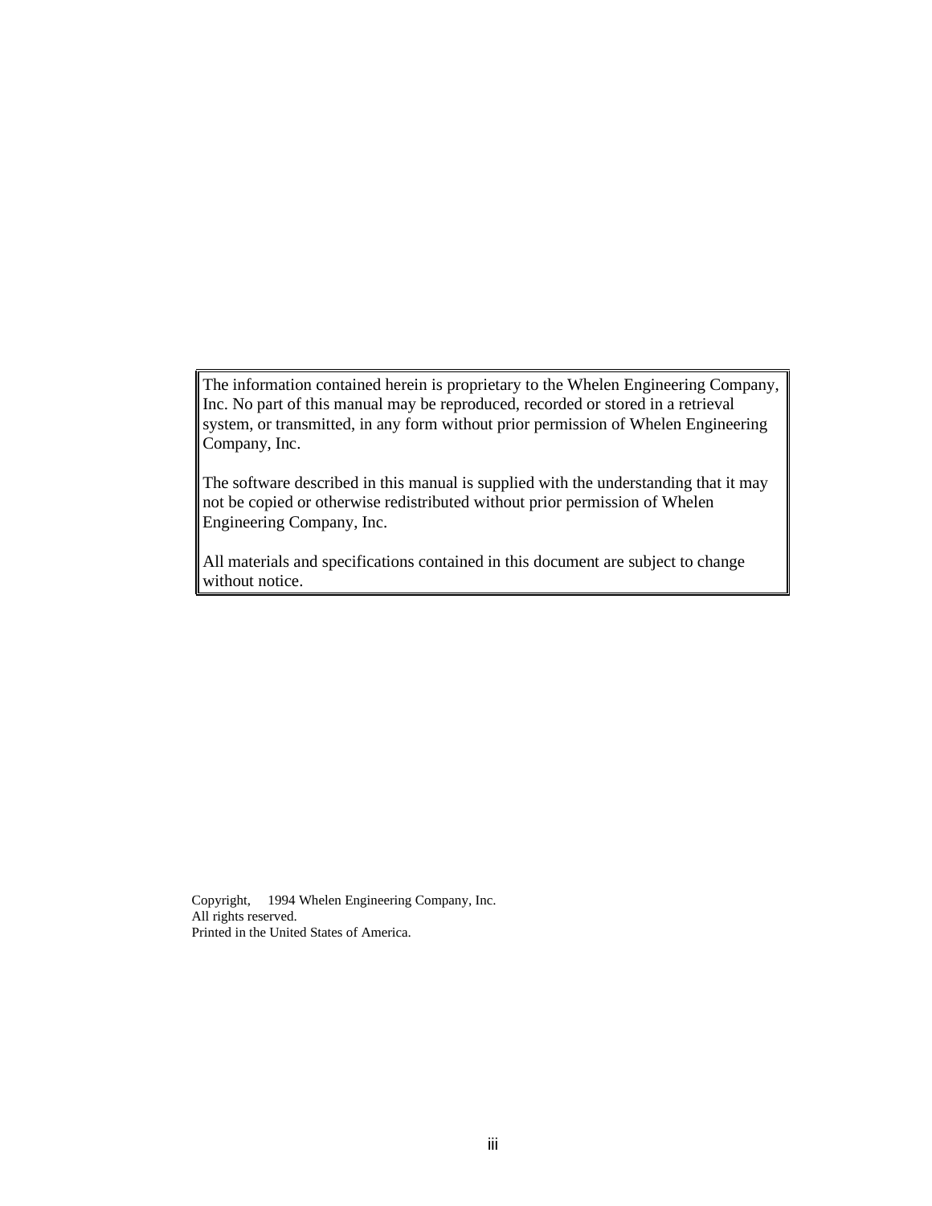The information contained herein is proprietary to the Whelen Engineering Company, Inc. No part of this manual may be reproduced, recorded or stored in a retrieval system, or transmitted, in any form without prior permission of Whelen Engineering Company, Inc.

The software described in this manual is supplied with the understanding that it may not be copied or otherwise redistributed without prior permission of Whelen Engineering Company, Inc.

All materials and specifications contained in this document are subject to change without notice.

Copyright, 1994 Whelen Engineering Company, Inc.
All rights reserved.
Printed in the United States of America.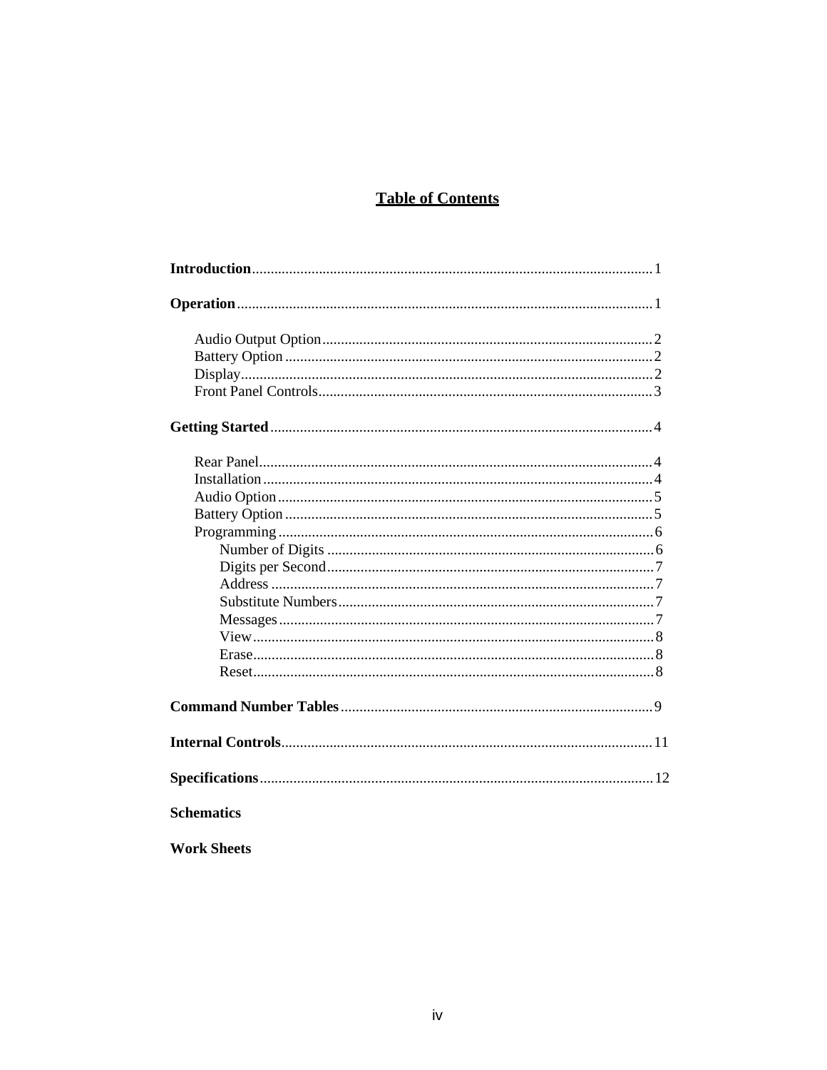# Table of Contents

**Introduction** .......... 1

**Operation** .......... 1

- Audio Output Option .......... 2
- Battery Option .......... 2
- Display .......... 2
- Front Panel Controls .......... 3

**Getting Started** .......... 4

- Rear Panel .......... 4
- Installation .......... 4
- Audio Option .......... 5
- Battery Option .......... 5
- Programming .......... 6
  - Number of Digits .......... 6
  - Digits per Second .......... 7
  - Address .......... 7
  - Substitute Numbers .......... 7
  - Messages .......... 7
  - View .......... 8
  - Erase .......... 8
  - Reset .......... 8

**Command Number Tables** .......... 9

**Internal Controls** .......... 11

**Specifications** .......... 12

**Schematics**

**Work Sheets**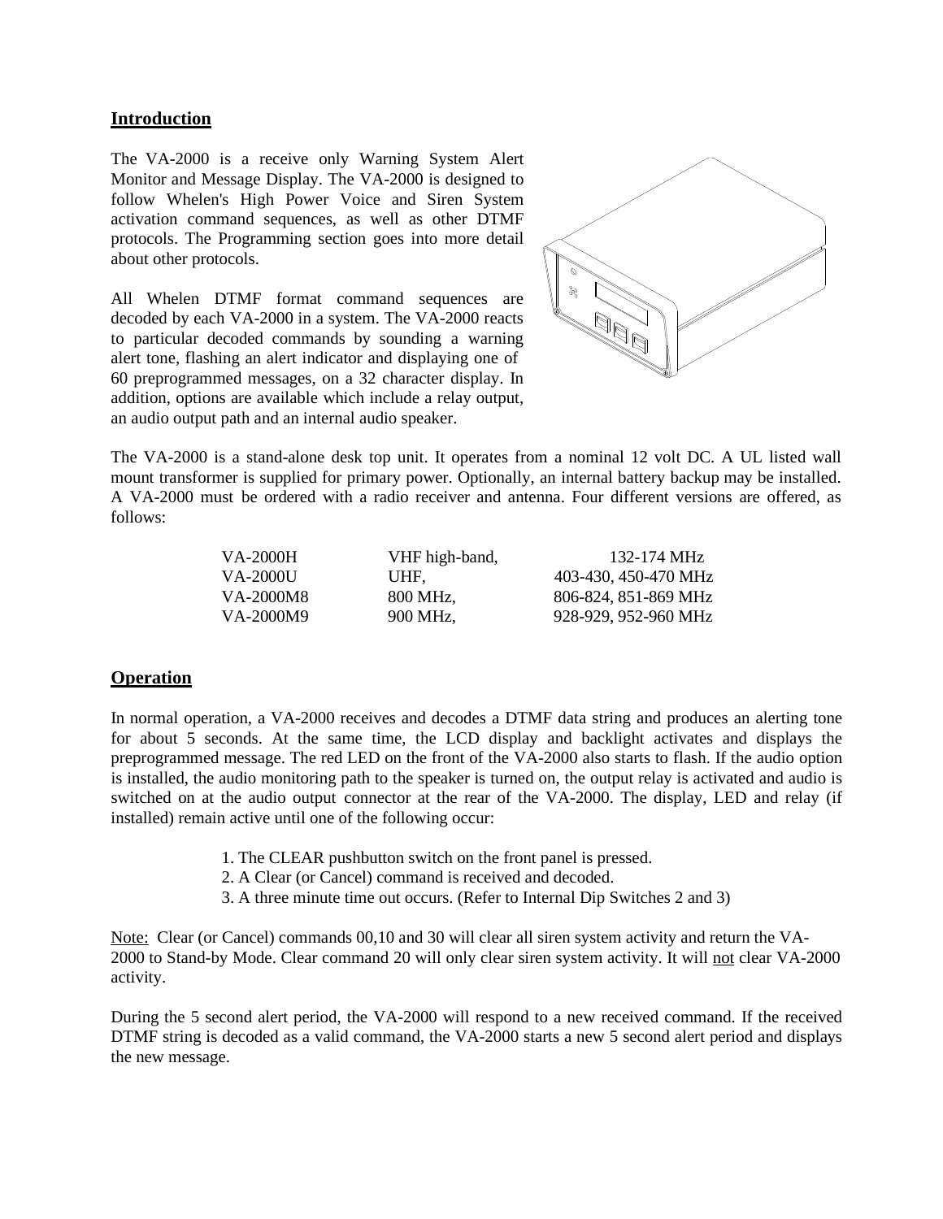## Introduction

The VA-2000 is a receive only Warning System Alert Monitor and Message Display. The VA-2000 is designed to follow Whelen's High Power Voice and Siren System activation command sequences, as well as other DTMF protocols. The Programming section goes into more detail about other protocols.

All Whelen DTMF format command sequences are decoded by each VA-2000 in a system. The VA-2000 reacts to particular decoded commands by sounding a warning alert tone, flashing an alert indicator and displaying one of 60 preprogrammed messages, on a 32 character display. In addition, options are available which include a relay output, an audio output path and an internal audio speaker.

The VA-2000 is a stand-alone desk top unit. It operates from a nominal 12 volt DC. A UL listed wall mount transformer is supplied for primary power. Optionally, an internal battery backup may be installed. A VA-2000 must be ordered with a radio receiver and antenna. Four different versions are offered, as follows:

| | | |
|---|---|---|
| VA-2000H | VHF high-band, | 132-174 MHz |
| VA-2000U | UHF, | 403-430, 450-470 MHz |
| VA-2000M8 | 800 MHz, | 806-824, 851-869 MHz |
| VA-2000M9 | 900 MHz, | 928-929, 952-960 MHz |

## Operation

In normal operation, a VA-2000 receives and decodes a DTMF data string and produces an alerting tone for about 5 seconds. At the same time, the LCD display and backlight activates and displays the preprogrammed message. The red LED on the front of the VA-2000 also starts to flash. If the audio option is installed, the audio monitoring path to the speaker is turned on, the output relay is activated and audio is switched on at the audio output connector at the rear of the VA-2000. The display, LED and relay (if installed) remain active until one of the following occur:

1. The CLEAR pushbutton switch on the front panel is pressed.
2. A Clear (or Cancel) command is received and decoded.
3. A three minute time out occurs. (Refer to Internal Dip Switches 2 and 3)

<u>Note:</u> Clear (or Cancel) commands 00,10 and 30 will clear all siren system activity and return the VA-2000 to Stand-by Mode. Clear command 20 will only clear siren system activity. It will <u>not</u> clear VA-2000 activity.

During the 5 second alert period, the VA-2000 will respond to a new received command. If the received DTMF string is decoded as a valid command, the VA-2000 starts a new 5 second alert period and displays the new message.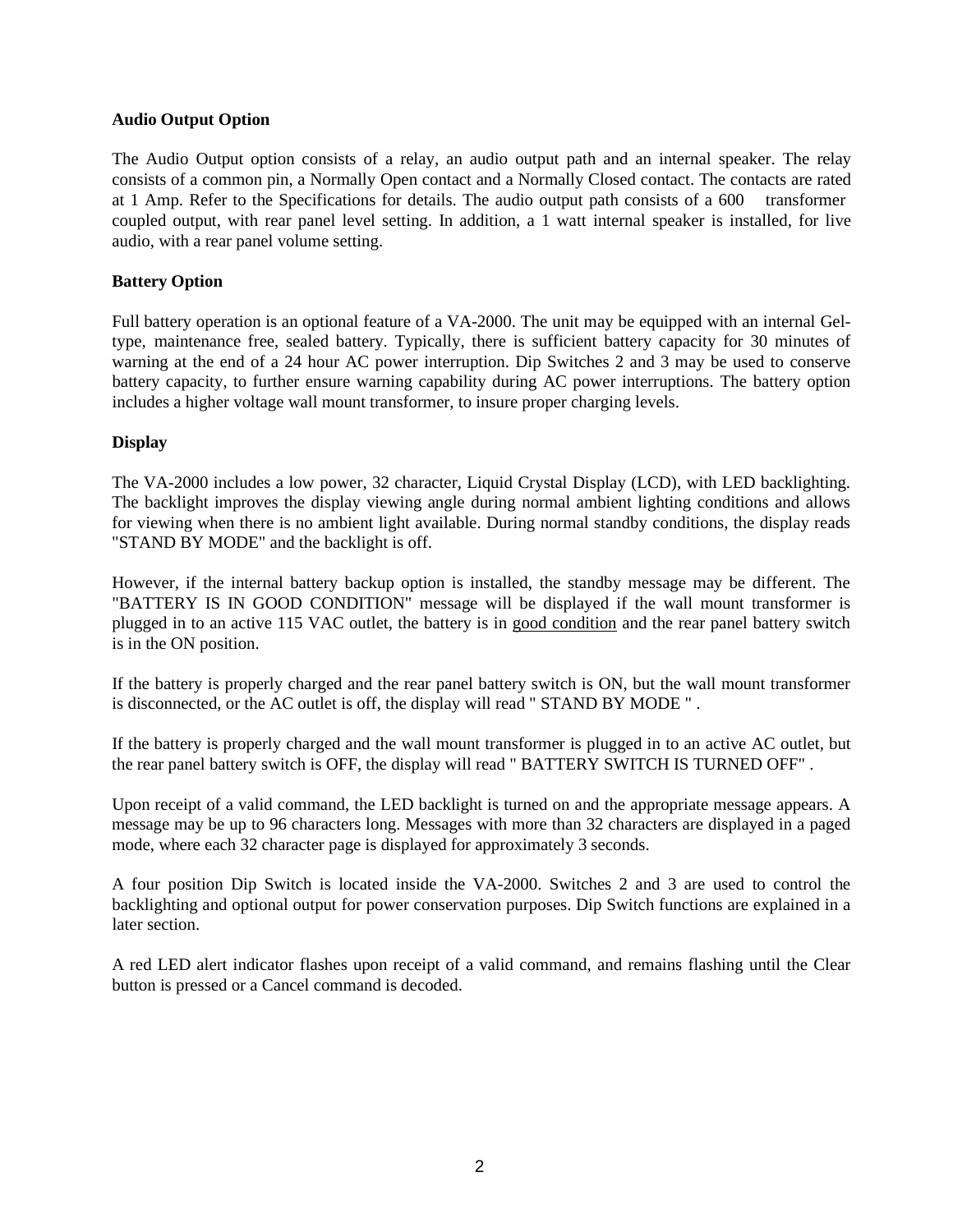**Audio Output Option**

The Audio Output option consists of a relay, an audio output path and an internal speaker. The relay consists of a common pin, a Normally Open contact and a Normally Closed contact. The contacts are rated at 1 Amp. Refer to the Specifications for details. The audio output path consists of a 600  transformer coupled output, with rear panel level setting. In addition, a 1 watt internal speaker is installed, for live audio, with a rear panel volume setting.

**Battery Option**

Full battery operation is an optional feature of a VA-2000. The unit may be equipped with an internal Gel-type, maintenance free, sealed battery. Typically, there is sufficient battery capacity for 30 minutes of warning at the end of a 24 hour AC power interruption. Dip Switches 2 and 3 may be used to conserve battery capacity, to further ensure warning capability during AC power interruptions. The battery option includes a higher voltage wall mount transformer, to insure proper charging levels.

**Display**

The VA-2000 includes a low power, 32 character, Liquid Crystal Display (LCD), with LED backlighting. The backlight improves the display viewing angle during normal ambient lighting conditions and allows for viewing when there is no ambient light available. During normal standby conditions, the display reads "STAND BY MODE" and the backlight is off.

However, if the internal battery backup option is installed, the standby message may be different. The "BATTERY IS IN GOOD CONDITION" message will be displayed if the wall mount transformer is plugged in to an active 115 VAC outlet, the battery is in <u>good condition</u> and the rear panel battery switch is in the ON position.

If the battery is properly charged and the rear panel battery switch is ON, but the wall mount transformer is disconnected, or the AC outlet is off, the display will read " STAND BY MODE " .

If the battery is properly charged and the wall mount transformer is plugged in to an active AC outlet, but the rear panel battery switch is OFF, the display will read " BATTERY SWITCH IS TURNED OFF" .

Upon receipt of a valid command, the LED backlight is turned on and the appropriate message appears. A message may be up to 96 characters long. Messages with more than 32 characters are displayed in a paged mode, where each 32 character page is displayed for approximately 3 seconds.

A four position Dip Switch is located inside the VA-2000. Switches 2 and 3 are used to control the backlighting and optional output for power conservation purposes. Dip Switch functions are explained in a later section.

A red LED alert indicator flashes upon receipt of a valid command, and remains flashing until the Clear button is pressed or a Cancel command is decoded.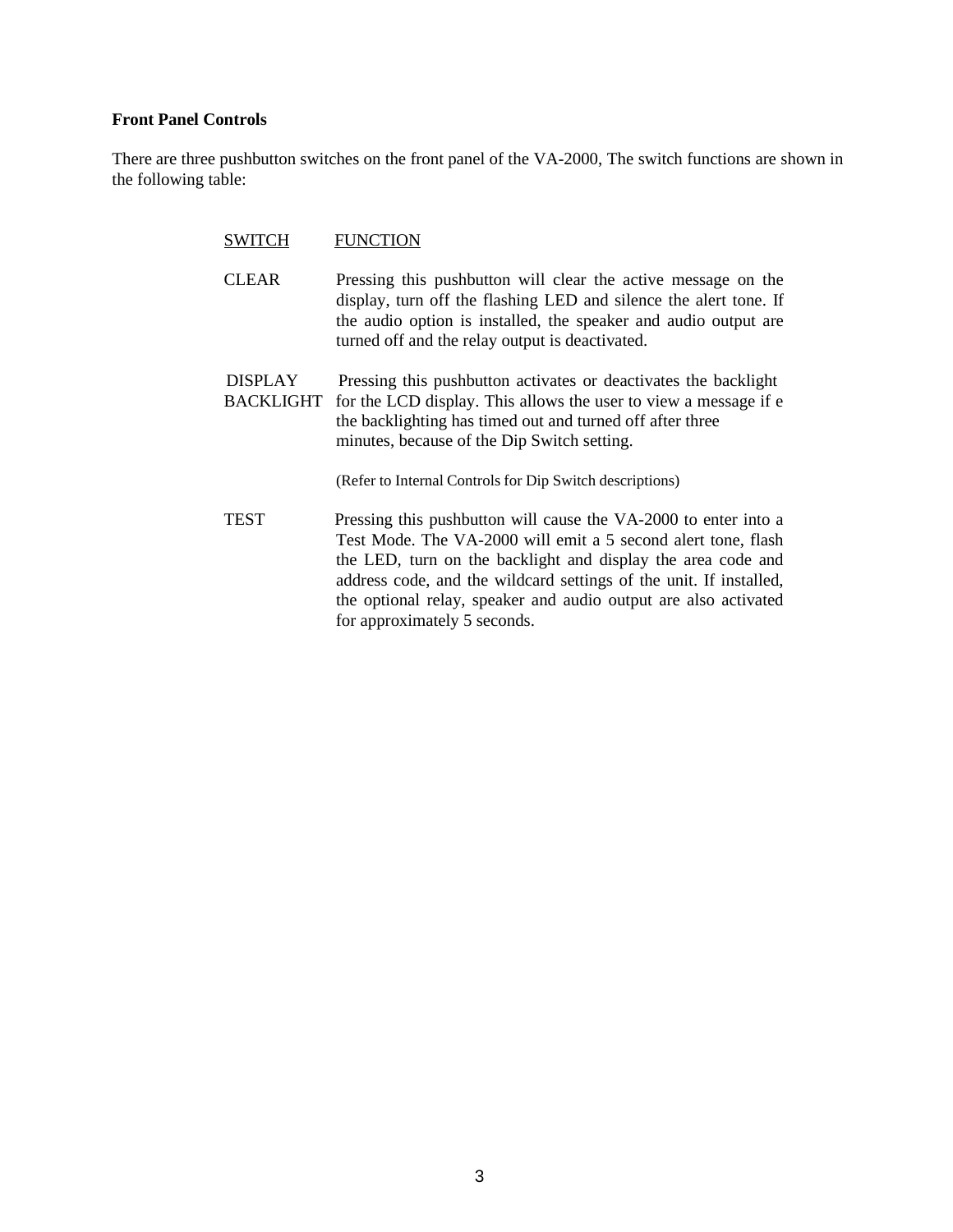**Front Panel Controls**

There are three pushbutton switches on the front panel of the VA-2000, The switch functions are shown in the following table:

| SWITCH | FUNCTION |
|---|---|
| CLEAR | Pressing this pushbutton will clear the active message on the display, turn off the flashing LED and silence the alert tone. If the audio option is installed, the speaker and audio output are turned off and the relay output is deactivated. |
| DISPLAY BACKLIGHT | Pressing this pushbutton activates or deactivates the backlight for the LCD display. This allows the user to view a message if e the backlighting has timed out and turned off after three minutes, because of the Dip Switch setting.<br><br>(Refer to Internal Controls for Dip Switch descriptions) |
| TEST | Pressing this pushbutton will cause the VA-2000 to enter into a Test Mode. The VA-2000 will emit a 5 second alert tone, flash the LED, turn on the backlight and display the area code and address code, and the wildcard settings of the unit. If installed, the optional relay, speaker and audio output are also activated for approximately 5 seconds. |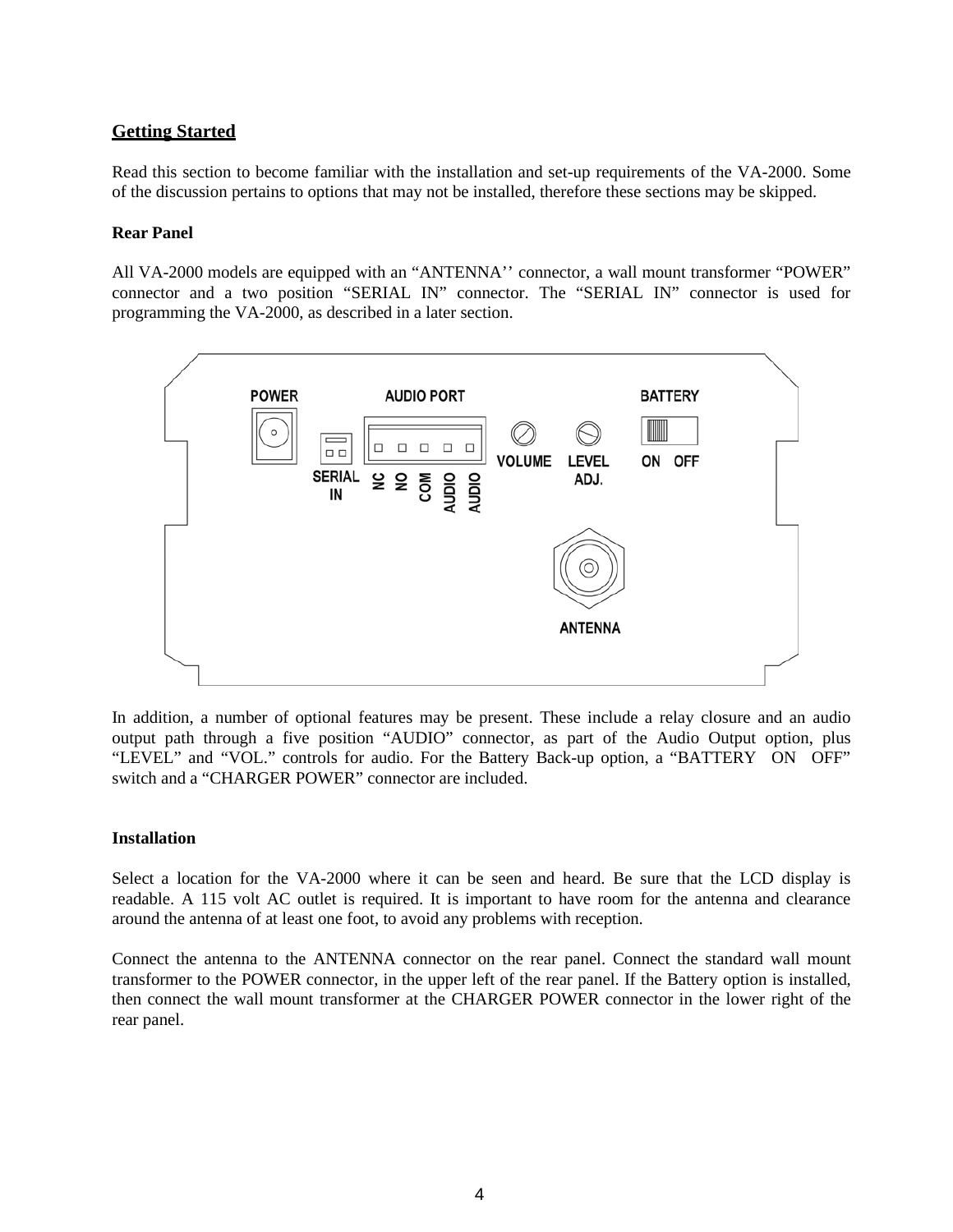## Getting Started

Read this section to become familiar with the installation and set-up requirements of the VA-2000. Some of the discussion pertains to options that may not be installed, therefore these sections may be skipped.

**Rear Panel**

All VA-2000 models are equipped with an “ANTENNA’’ connector, a wall mount transformer “POWER” connector and a two position “SERIAL IN” connector. The “SERIAL IN” connector is used for programming the VA-2000, as described in a later section.

In addition, a number of optional features may be present. These include a relay closure and an audio output path through a five position “AUDIO” connector, as part of the Audio Output option, plus “LEVEL” and “VOL.” controls for audio. For the Battery Back-up option, a “BATTERY ON OFF” switch and a “CHARGER POWER” connector are included.

**Installation**

Select a location for the VA-2000 where it can be seen and heard. Be sure that the LCD display is readable. A 115 volt AC outlet is required. It is important to have room for the antenna and clearance around the antenna of at least one foot, to avoid any problems with reception.

Connect the antenna to the ANTENNA connector on the rear panel. Connect the standard wall mount transformer to the POWER connector, in the upper left of the rear panel. If the Battery option is installed, then connect the wall mount transformer at the CHARGER POWER connector in the lower right of the rear panel.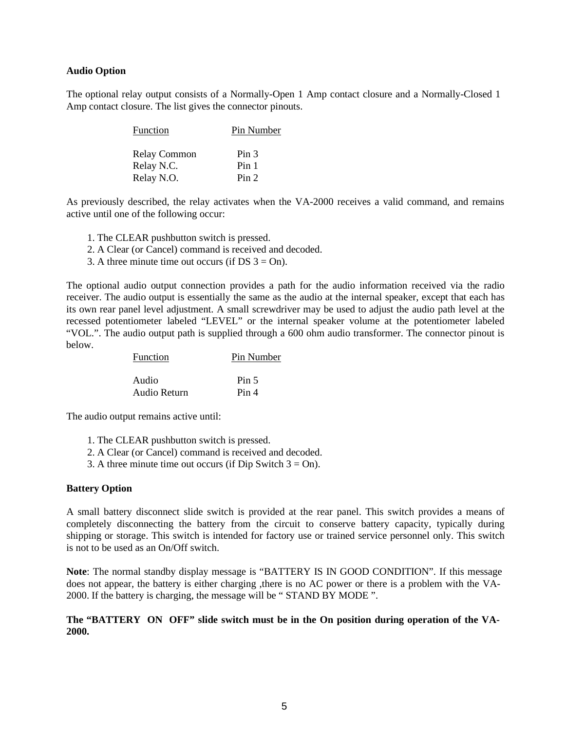**Audio Option**

The optional relay output consists of a Normally-Open 1 Amp contact closure and a Normally-Closed 1 Amp contact closure. The list gives the connector pinouts.

| Function | Pin Number |
|---|---|
| Relay Common | Pin 3 |
| Relay N.C. | Pin 1 |
| Relay N.O. | Pin 2 |

As previously described, the relay activates when the VA-2000 receives a valid command, and remains active until one of the following occur:

1. The CLEAR pushbutton switch is pressed.
2. A Clear (or Cancel) command is received and decoded.
3. A three minute time out occurs (if DS 3 = On).

The optional audio output connection provides a path for the audio information received via the radio receiver. The audio output is essentially the same as the audio at the internal speaker, except that each has its own rear panel level adjustment. A small screwdriver may be used to adjust the audio path level at the recessed potentiometer labeled "LEVEL" or the internal speaker volume at the potentiometer labeled "VOL.". The audio output path is supplied through a 600 ohm audio transformer. The connector pinout is below.

| Function | Pin Number |
|---|---|
| Audio | Pin 5 |
| Audio Return | Pin 4 |

The audio output remains active until:

1. The CLEAR pushbutton switch is pressed.
2. A Clear (or Cancel) command is received and decoded.
3. A three minute time out occurs (if Dip Switch 3 = On).

**Battery Option**

A small battery disconnect slide switch is provided at the rear panel. This switch provides a means of completely disconnecting the battery from the circuit to conserve battery capacity, typically during shipping or storage. This switch is intended for factory use or trained service personnel only. This switch is not to be used as an On/Off switch.

**Note**: The normal standby display message is "BATTERY IS IN GOOD CONDITION". If this message does not appear, the battery is either charging ,there is no AC power or there is a problem with the VA-2000. If the battery is charging, the message will be " STAND BY MODE ".

**The "BATTERY ON OFF" slide switch must be in the On position during operation of the VA-2000.**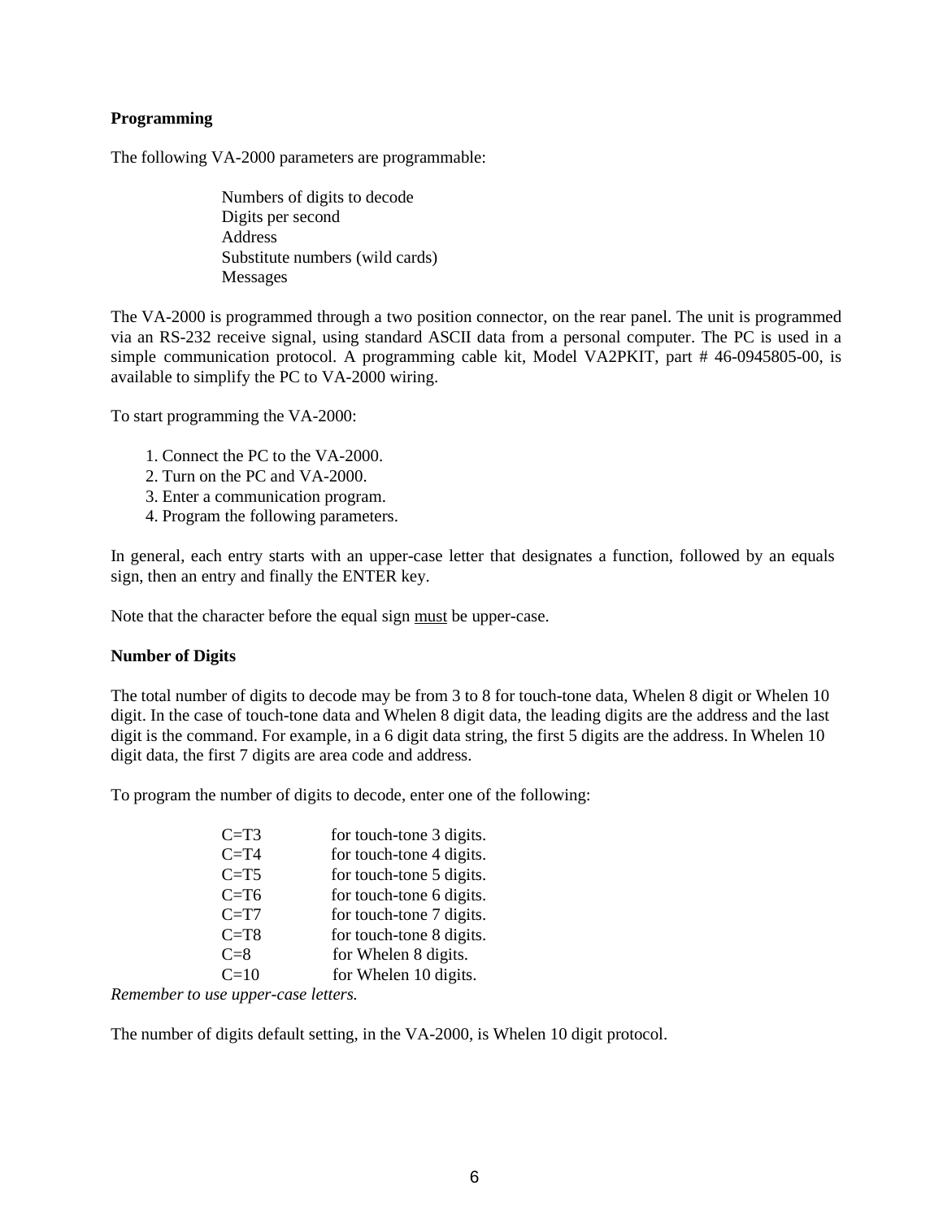### Programming

The following VA-2000 parameters are programmable:

> Numbers of digits to decode
> Digits per second
> Address
> Substitute numbers (wild cards)
> Messages

The VA-2000 is programmed through a two position connector, on the rear panel. The unit is programmed via an RS-232 receive signal, using standard ASCII data from a personal computer. The PC is used in a simple communication protocol. A programming cable kit, Model VA2PKIT, part # 46-0945805-00, is available to simplify the PC to VA-2000 wiring.

To start programming the VA-2000:

1. Connect the PC to the VA-2000.
2. Turn on the PC and VA-2000.
3. Enter a communication program.
4. Program the following parameters.

In general, each entry starts with an upper-case letter that designates a function, followed by an equals sign, then an entry and finally the ENTER key.

Note that the character before the equal sign <u>must</u> be upper-case.

### Number of Digits

The total number of digits to decode may be from 3 to 8 for touch-tone data, Whelen 8 digit or Whelen 10 digit. In the case of touch-tone data and Whelen 8 digit data, the leading digits are the address and the last digit is the command. For example, in a 6 digit data string, the first 5 digits are the address. In Whelen 10 digit data, the first 7 digits are area code and address.

To program the number of digits to decode, enter one of the following:

| | |
|---|---|
| C=T3 | for touch-tone 3 digits. |
| C=T4 | for touch-tone 4 digits. |
| C=T5 | for touch-tone 5 digits. |
| C=T6 | for touch-tone 6 digits. |
| C=T7 | for touch-tone 7 digits. |
| C=T8 | for touch-tone 8 digits. |
| C=8 | for Whelen 8 digits. |
| C=10 | for Whelen 10 digits. |

*Remember to use upper-case letters.*

The number of digits default setting, in the VA-2000, is Whelen 10 digit protocol.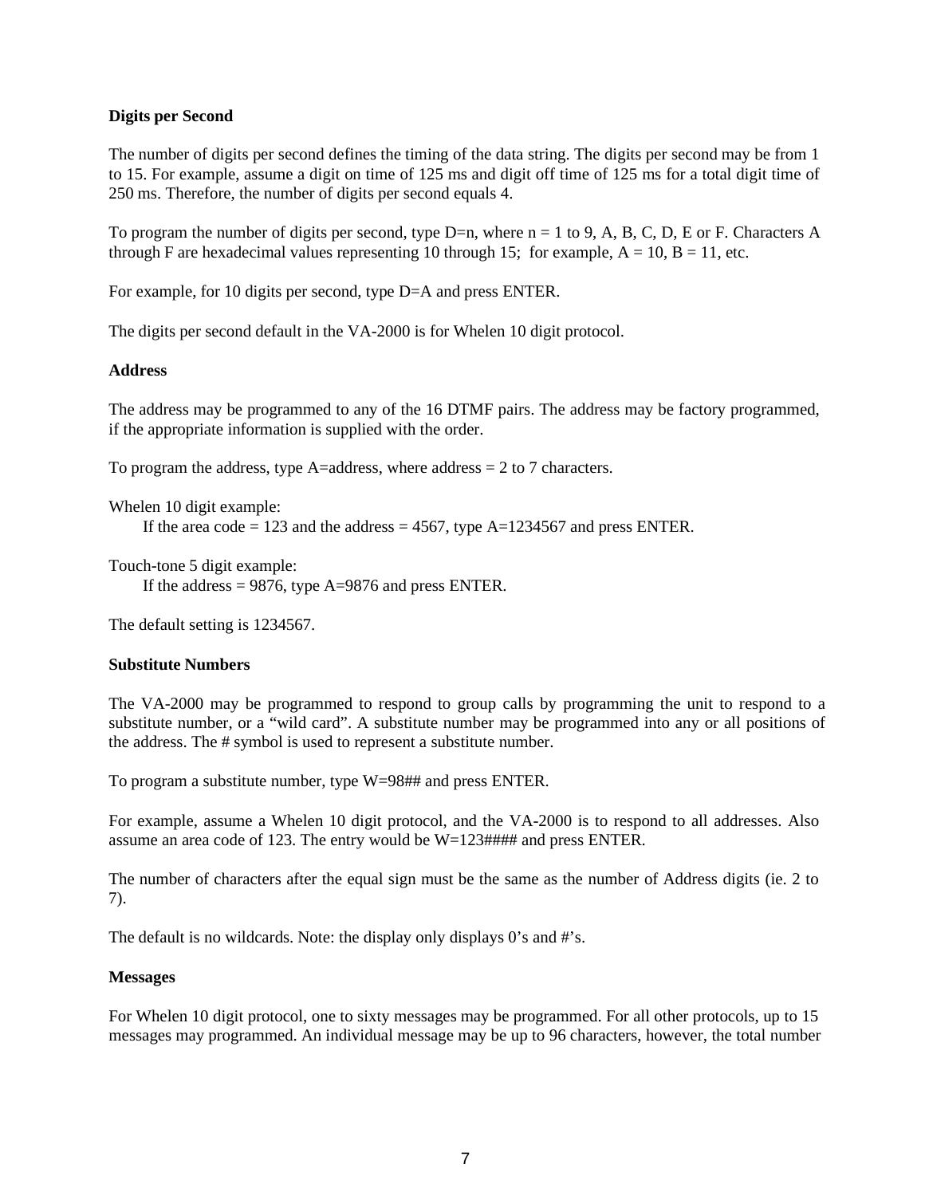**Digits per Second**

The number of digits per second defines the timing of the data string. The digits per second may be from 1 to 15. For example, assume a digit on time of 125 ms and digit off time of 125 ms for a total digit time of 250 ms. Therefore, the number of digits per second equals 4.

To program the number of digits per second, type D=n, where n = 1 to 9, A, B, C, D, E or F. Characters A through F are hexadecimal values representing 10 through 15;  for example, A = 10, B = 11, etc.

For example, for 10 digits per second, type D=A and press ENTER.

The digits per second default in the VA-2000 is for Whelen 10 digit protocol.

**Address**

The address may be programmed to any of the 16 DTMF pairs. The address may be factory programmed, if the appropriate information is supplied with the order.

To program the address, type A=address, where address = 2 to 7 characters.

Whelen 10 digit example:
    If the area code = 123 and the address = 4567, type A=1234567 and press ENTER.

Touch-tone 5 digit example:
    If the address = 9876, type A=9876 and press ENTER.

The default setting is 1234567.

**Substitute Numbers**

The VA-2000 may be programmed to respond to group calls by programming the unit to respond to a substitute number, or a "wild card". A substitute number may be programmed into any or all positions of the address. The # symbol is used to represent a substitute number.

To program a substitute number, type W=98## and press ENTER.

For example, assume a Whelen 10 digit protocol, and the VA-2000 is to respond to all addresses. Also assume an area code of 123. The entry would be W=123#### and press ENTER.

The number of characters after the equal sign must be the same as the number of Address digits (ie. 2 to 7).

The default is no wildcards. Note: the display only displays 0's and #'s.

**Messages**

For Whelen 10 digit protocol, one to sixty messages may be programmed. For all other protocols, up to 15 messages may programmed. An individual message may be up to 96 characters, however, the total number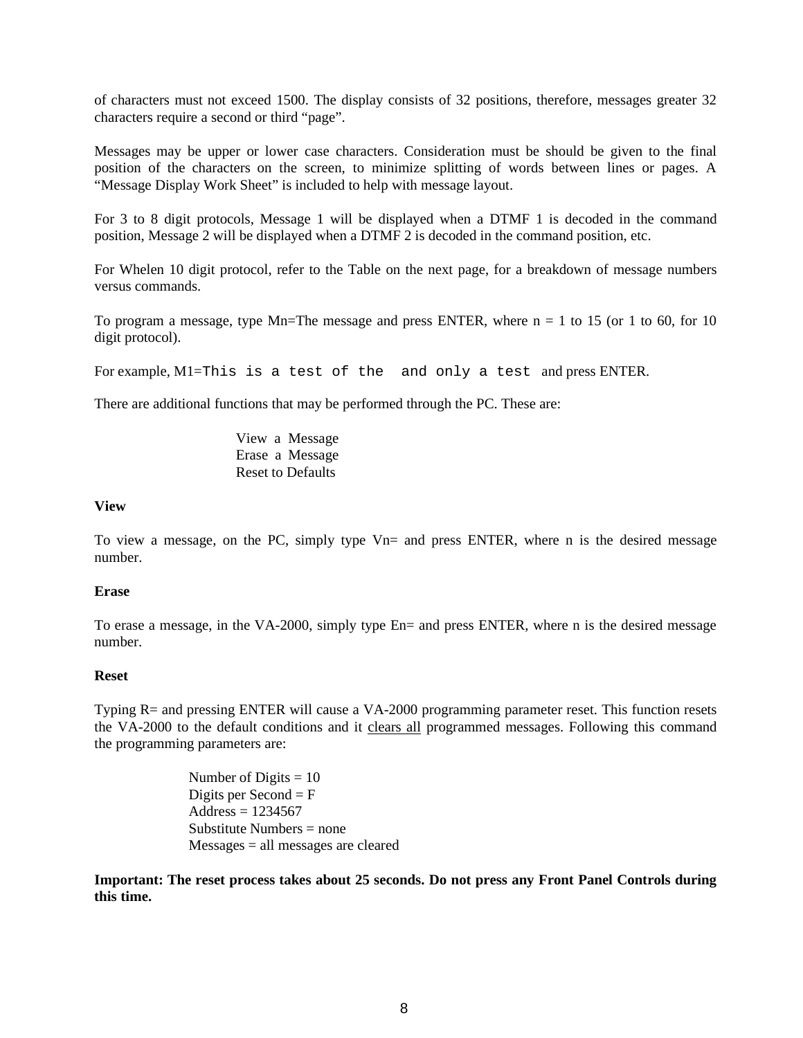of characters must not exceed 1500. The display consists of 32 positions, therefore, messages greater 32 characters require a second or third "page".

Messages may be upper or lower case characters. Consideration must be should be given to the final position of the characters on the screen, to minimize splitting of words between lines or pages. A "Message Display Work Sheet" is included to help with message layout.

For 3 to 8 digit protocols, Message 1 will be displayed when a DTMF 1 is decoded in the command position, Message 2 will be displayed when a DTMF 2 is decoded in the command position, etc.

For Whelen 10 digit protocol, refer to the Table on the next page, for a breakdown of message numbers versus commands.

To program a message, type Mn=The message and press ENTER, where n = 1 to 15 (or 1 to 60, for 10 digit protocol).

For example, M1=`This is a test of the  and only a test` and press ENTER.

There are additional functions that may be performed through the PC. These are:

View a Message
Erase a Message
Reset to Defaults

**View**

To view a message, on the PC, simply type Vn= and press ENTER, where n is the desired message number.

**Erase**

To erase a message, in the VA-2000, simply type En= and press ENTER, where n is the desired message number.

**Reset**

Typing R= and pressing ENTER will cause a VA-2000 programming parameter reset. This function resets the VA-2000 to the default conditions and it clears all programmed messages. Following this command the programming parameters are:

Number of Digits = 10
Digits per Second = F
Address = 1234567
Substitute Numbers = none
Messages = all messages are cleared

**Important: The reset process takes about 25 seconds. Do not press any Front Panel Controls during this time.**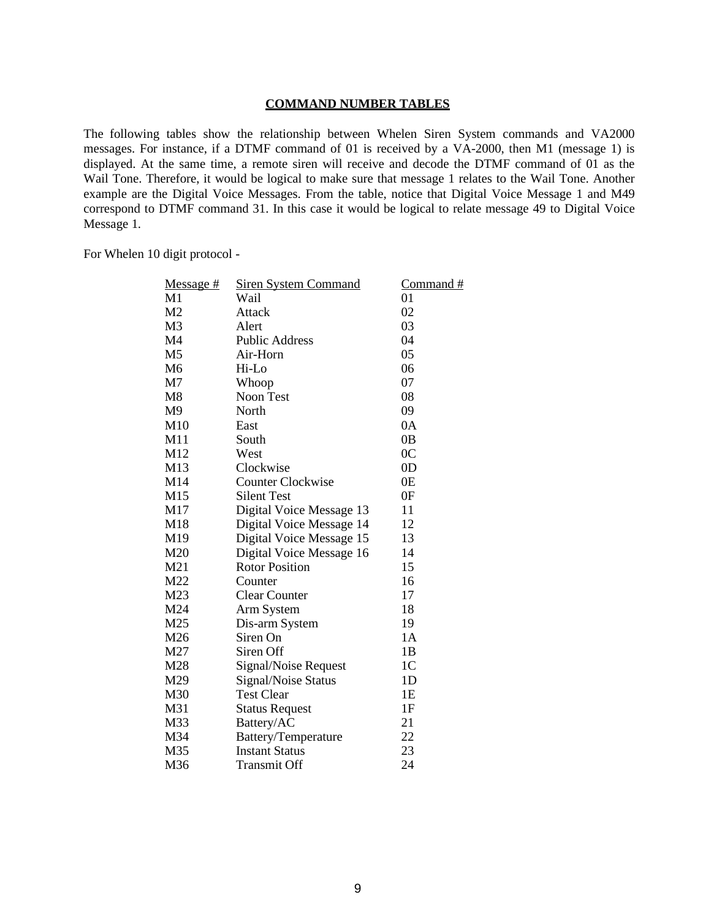## COMMAND NUMBER TABLES

The following tables show the relationship between Whelen Siren System commands and VA2000 messages. For instance, if a DTMF command of 01 is received by a VA-2000, then M1 (message 1) is displayed. At the same time, a remote siren will receive and decode the DTMF command of 01 as the Wail Tone. Therefore, it would be logical to make sure that message 1 relates to the Wail Tone. Another example are the Digital Voice Messages. From the table, notice that Digital Voice Message 1 and M49 correspond to DTMF command 31. In this case it would be logical to relate message 49 to Digital Voice Message 1.

For Whelen 10 digit protocol -

| Message # | Siren System Command | Command # |
|---|---|---|
| M1 | Wail | 01 |
| M2 | Attack | 02 |
| M3 | Alert | 03 |
| M4 | Public Address | 04 |
| M5 | Air-Horn | 05 |
| M6 | Hi-Lo | 06 |
| M7 | Whoop | 07 |
| M8 | Noon Test | 08 |
| M9 | North | 09 |
| M10 | East | 0A |
| M11 | South | 0B |
| M12 | West | 0C |
| M13 | Clockwise | 0D |
| M14 | Counter Clockwise | 0E |
| M15 | Silent Test | 0F |
| M17 | Digital Voice Message 13 | 11 |
| M18 | Digital Voice Message 14 | 12 |
| M19 | Digital Voice Message 15 | 13 |
| M20 | Digital Voice Message 16 | 14 |
| M21 | Rotor Position | 15 |
| M22 | Counter | 16 |
| M23 | Clear Counter | 17 |
| M24 | Arm System | 18 |
| M25 | Dis-arm System | 19 |
| M26 | Siren On | 1A |
| M27 | Siren Off | 1B |
| M28 | Signal/Noise Request | 1C |
| M29 | Signal/Noise Status | 1D |
| M30 | Test Clear | 1E |
| M31 | Status Request | 1F |
| M33 | Battery/AC | 21 |
| M34 | Battery/Temperature | 22 |
| M35 | Instant Status | 23 |
| M36 | Transmit Off | 24 |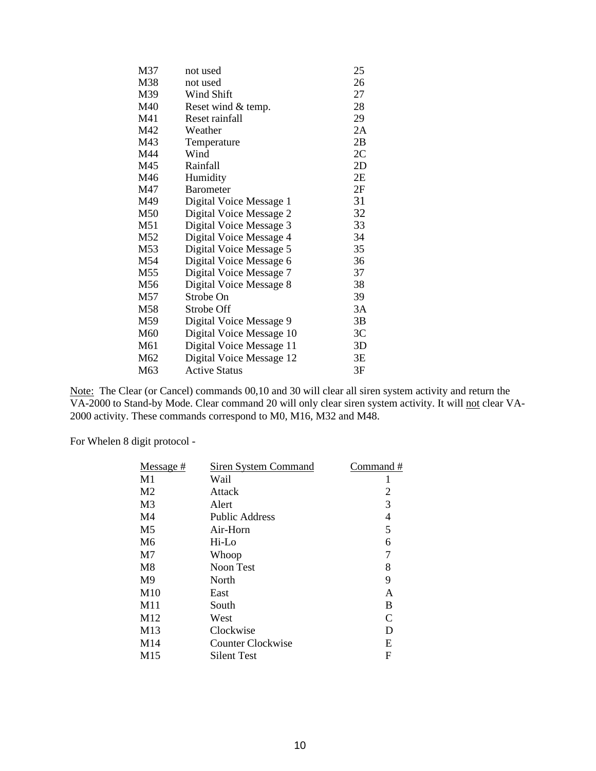| | | |
|---|---|---|
| M37 | not used | 25 |
| M38 | not used | 26 |
| M39 | Wind Shift | 27 |
| M40 | Reset wind & temp. | 28 |
| M41 | Reset rainfall | 29 |
| M42 | Weather | 2A |
| M43 | Temperature | 2B |
| M44 | Wind | 2C |
| M45 | Rainfall | 2D |
| M46 | Humidity | 2E |
| M47 | Barometer | 2F |
| M49 | Digital Voice Message 1 | 31 |
| M50 | Digital Voice Message 2 | 32 |
| M51 | Digital Voice Message 3 | 33 |
| M52 | Digital Voice Message 4 | 34 |
| M53 | Digital Voice Message 5 | 35 |
| M54 | Digital Voice Message 6 | 36 |
| M55 | Digital Voice Message 7 | 37 |
| M56 | Digital Voice Message 8 | 38 |
| M57 | Strobe On | 39 |
| M58 | Strobe Off | 3A |
| M59 | Digital Voice Message 9 | 3B |
| M60 | Digital Voice Message 10 | 3C |
| M61 | Digital Voice Message 11 | 3D |
| M62 | Digital Voice Message 12 | 3E |
| M63 | Active Status | 3F |

Note: The Clear (or Cancel) commands 00,10 and 30 will clear all siren system activity and return the VA-2000 to Stand-by Mode. Clear command 20 will only clear siren system activity. It will not clear VA-2000 activity. These commands correspond to M0, M16, M32 and M48.

For Whelen 8 digit protocol -

| Message # | Siren System Command | Command # |
|---|---|---|
| M1 | Wail | 1 |
| M2 | Attack | 2 |
| M3 | Alert | 3 |
| M4 | Public Address | 4 |
| M5 | Air-Horn | 5 |
| M6 | Hi-Lo | 6 |
| M7 | Whoop | 7 |
| M8 | Noon Test | 8 |
| M9 | North | 9 |
| M10 | East | A |
| M11 | South | B |
| M12 | West | C |
| M13 | Clockwise | D |
| M14 | Counter Clockwise | E |
| M15 | Silent Test | F |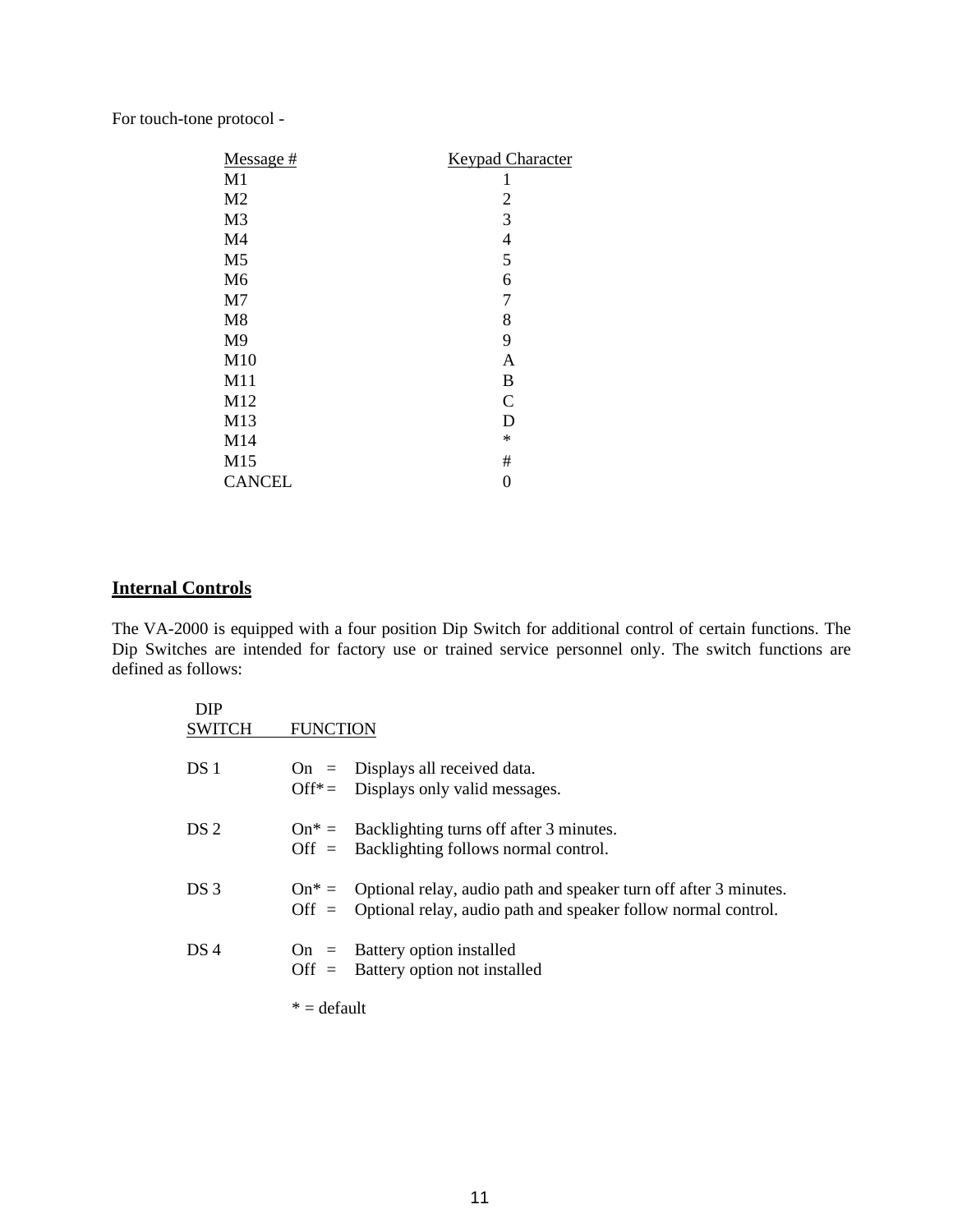For touch-tone protocol -

| Message # | Keypad Character |
|---|---|
| M1 | 1 |
| M2 | 2 |
| M3 | 3 |
| M4 | 4 |
| M5 | 5 |
| M6 | 6 |
| M7 | 7 |
| M8 | 8 |
| M9 | 9 |
| M10 | A |
| M11 | B |
| M12 | C |
| M13 | D |
| M14 | * |
| M15 | # |
| CANCEL | 0 |

## Internal Controls

The VA-2000 is equipped with a four position Dip Switch for additional control of certain functions. The Dip Switches are intended for factory use or trained service personnel only. The switch functions are defined as follows:

| DIP SWITCH | FUNCTION | |
|---|---|---|
| DS 1 | On = | Displays all received data. |
| | Off* = | Displays only valid messages. |
| DS 2 | On* = | Backlighting turns off after 3 minutes. |
| | Off = | Backlighting follows normal control. |
| DS 3 | On* = | Optional relay, audio path and speaker turn off after 3 minutes. |
| | Off = | Optional relay, audio path and speaker follow normal control. |
| DS 4 | On = | Battery option installed |
| | Off = | Battery option not installed |

* = default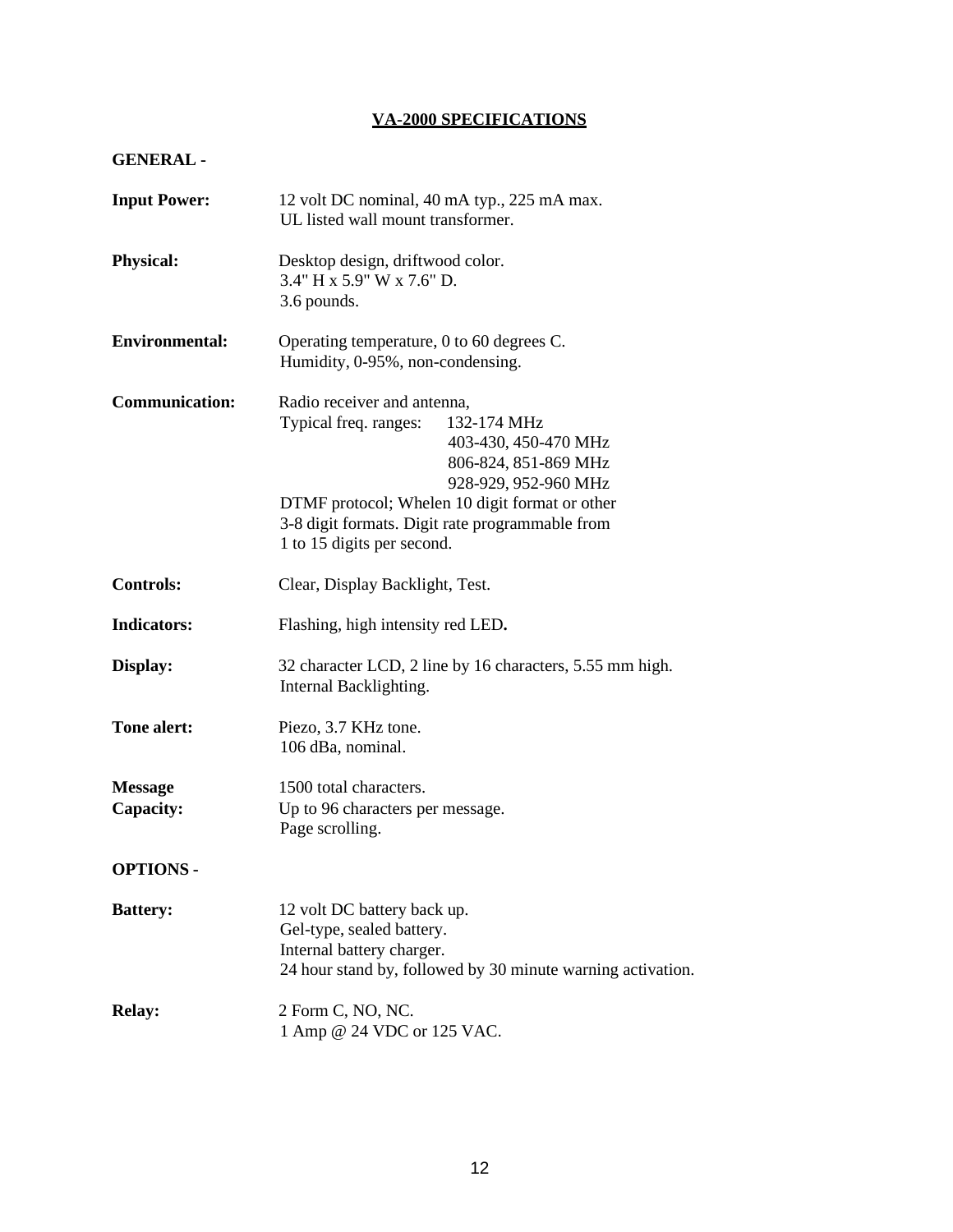# VA-2000 SPECIFICATIONS

## GENERAL -

**Input Power:** 12 volt DC nominal, 40 mA typ., 225 mA max.
UL listed wall mount transformer.

**Physical:** Desktop design, driftwood color.
3.4" H x 5.9" W x 7.6" D.
3.6 pounds.

**Environmental:** Operating temperature, 0 to 60 degrees C.
Humidity, 0-95%, non-condensing.

**Communication:** Radio receiver and antenna,
Typical freq. ranges: 132-174 MHz
403-430, 450-470 MHz
806-824, 851-869 MHz
928-929, 952-960 MHz
DTMF protocol; Whelen 10 digit format or other 3-8 digit formats. Digit rate programmable from 1 to 15 digits per second.

**Controls:** Clear, Display Backlight, Test.

**Indicators:** Flashing, high intensity red LED**.**

**Display:** 32 character LCD, 2 line by 16 characters, 5.55 mm high.
Internal Backlighting.

**Tone alert:** Piezo, 3.7 KHz tone.
106 dBa, nominal.

**Message Capacity:** 1500 total characters.
Up to 96 characters per message.
Page scrolling.

## OPTIONS -

**Battery:** 12 volt DC battery back up.
Gel-type, sealed battery.
Internal battery charger.
24 hour stand by, followed by 30 minute warning activation.

**Relay:** 2 Form C, NO, NC.
1 Amp @ 24 VDC or 125 VAC.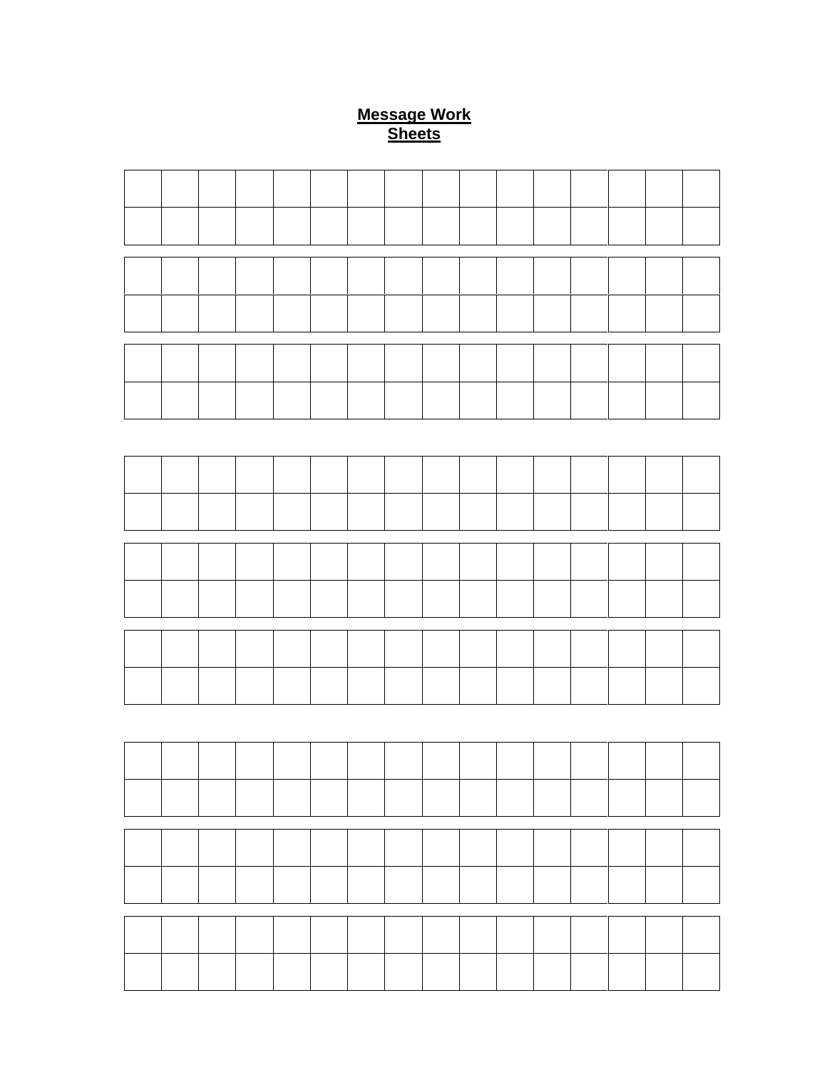## **Message Work Sheets**

| | | | | | | | | | | | | | | | |
|---|---|---|---|---|---|---|---|---|---|---|---|---|---|---|---|
| | | | | | | | | | | | | | | | |
| | | | | | | | | | | | | | | | |

| | | | | | | | | | | | | | | | |
|---|---|---|---|---|---|---|---|---|---|---|---|---|---|---|---|
| | | | | | | | | | | | | | | | |
| | | | | | | | | | | | | | | | |

| | | | | | | | | | | | | | | | |
|---|---|---|---|---|---|---|---|---|---|---|---|---|---|---|---|
| | | | | | | | | | | | | | | | |
| | | | | | | | | | | | | | | | |

| | | | | | | | | | | | | | | | |
|---|---|---|---|---|---|---|---|---|---|---|---|---|---|---|---|
| | | | | | | | | | | | | | | | |
| | | | | | | | | | | | | | | | |

| | | | | | | | | | | | | | | | |
|---|---|---|---|---|---|---|---|---|---|---|---|---|---|---|---|
| | | | | | | | | | | | | | | | |
| | | | | | | | | | | | | | | | |

| | | | | | | | | | | | | | | | |
|---|---|---|---|---|---|---|---|---|---|---|---|---|---|---|---|
| | | | | | | | | | | | | | | | |
| | | | | | | | | | | | | | | | |

| | | | | | | | | | | | | | | | |
|---|---|---|---|---|---|---|---|---|---|---|---|---|---|---|---|
| | | | | | | | | | | | | | | | |
| | | | | | | | | | | | | | | | |

| | | | | | | | | | | | | | | | |
|---|---|---|---|---|---|---|---|---|---|---|---|---|---|---|---|
| | | | | | | | | | | | | | | | |
| | | | | | | | | | | | | | | | |

| | | | | | | | | | | | | | | | |
|---|---|---|---|---|---|---|---|---|---|---|---|---|---|---|---|
| | | | | | | | | | | | | | | | |
| | | | | | | | | | | | | | | | |